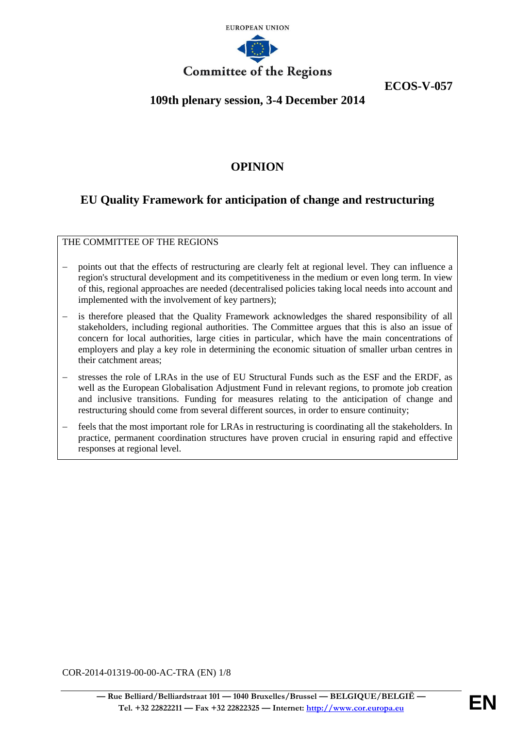EUROPEAN UNION

**Committee of the Regions**

**ECOS-V-057**

**109th plenary session, 3-4 December 2014**

# OPINION

## EU Quality Framework for anticipation of change and restructuring

THE COMMITTEE OF THE REGIONS

- points out that the effects of restructuring are clearly felt at regional level. They can influence a region's structural development and its competitiveness in the medium or even long term. In view of this, regional approaches are needed (decentralised policies taking local needs into account and implemented with the involvement of key partners);
- is therefore pleased that the Quality Framework acknowledges the shared responsibility of all stakeholders, including regional authorities. The Committee argues that this is also an issue of concern for local authorities, large cities in particular, which have the main concentrations of employers and play a key role in determining the economic situation of smaller urban centres in their catchment areas;
- stresses the role of LRAs in the use of EU Structural Funds such as the ESF and the ERDF, as well as the European Globalisation Adjustment Fund in relevant regions, to promote job creation and inclusive transitions. Funding for measures relating to the anticipation of change and restructuring should come from several different sources, in order to ensure continuity;
- feels that the most important role for LRAs in restructuring is coordinating all the stakeholders. In practice, permanent coordination structures have proven crucial in ensuring rapid and effective responses at regional level.

COR-2014-01319-00-00-AC-TRA (EN)

— Rue Belliard/Belliardstraat 101 — 1040 Bruxelles/Brussel — BELGIQUE/BELGIË —
Tel. +32 22822211 — Fax +32 22822325 — Internet: http://www.cor.europa.eu

EN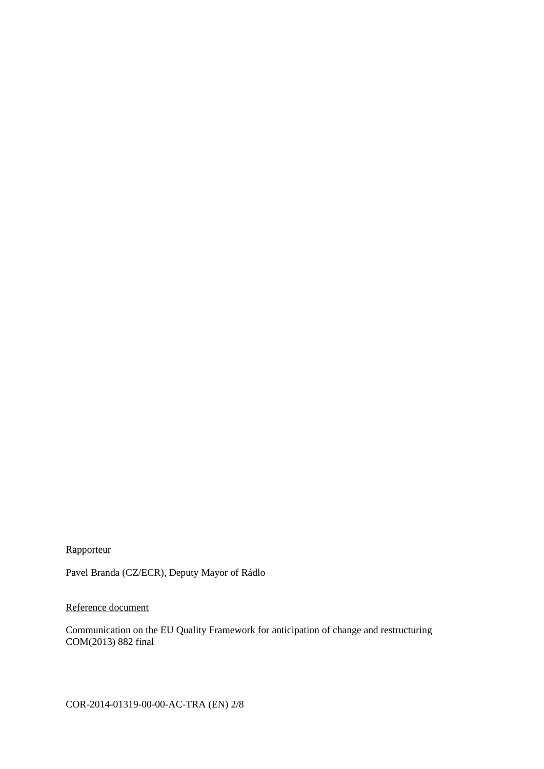Rapporteur

Pavel Branda (CZ/ECR), Deputy Mayor of Rádlo

Reference document

Communication on the EU Quality Framework for anticipation of change and restructuring
COM(2013) 882 final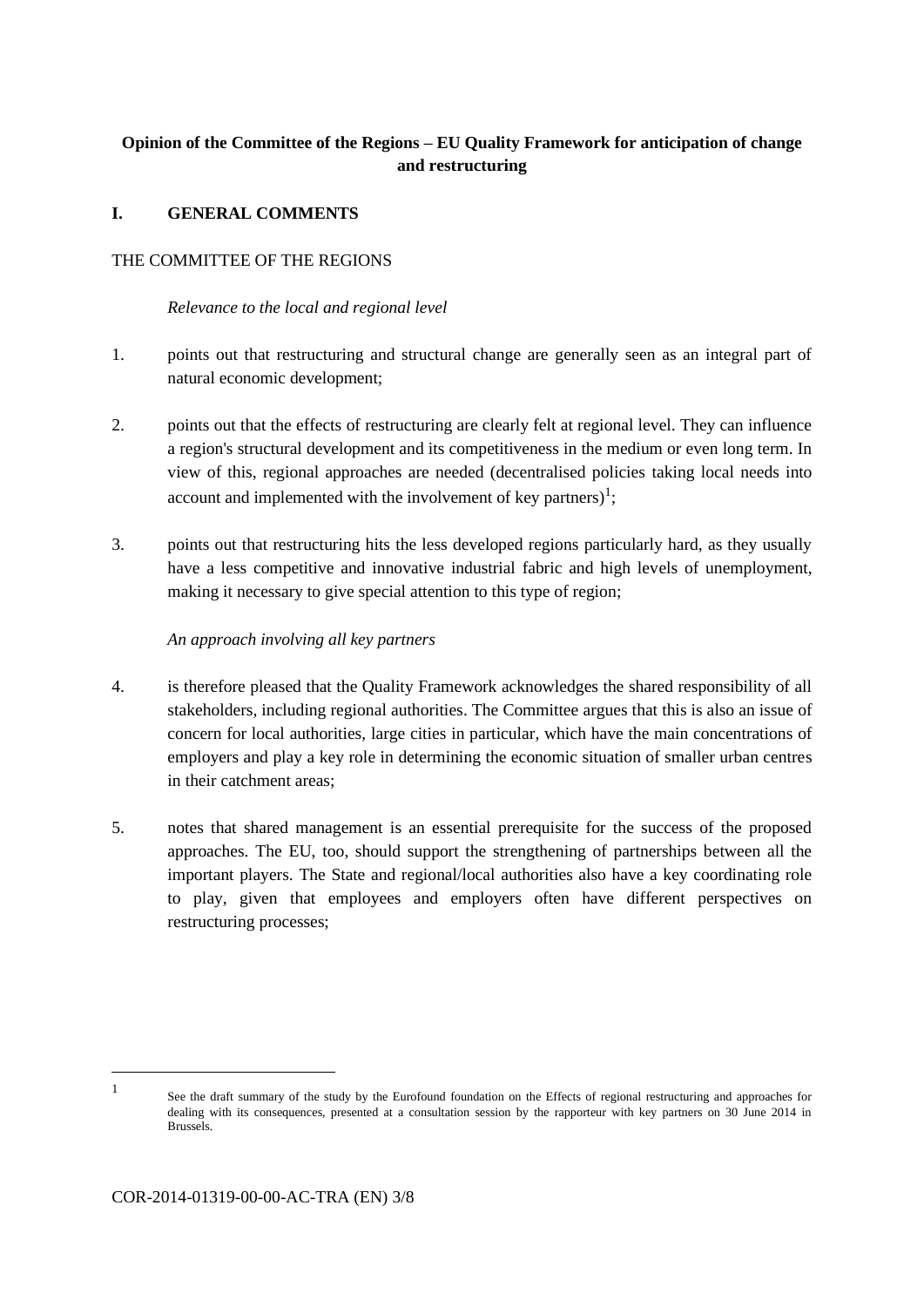**Opinion of the Committee of the Regions – EU Quality Framework for anticipation of change and restructuring**

## I. GENERAL COMMENTS

THE COMMITTEE OF THE REGIONS

*Relevance to the local and regional level*

1. points out that restructuring and structural change are generally seen as an integral part of natural economic development;

2. points out that the effects of restructuring are clearly felt at regional level. They can influence a region's structural development and its competitiveness in the medium or even long term. In view of this, regional approaches are needed (decentralised policies taking local needs into account and implemented with the involvement of key partners)[1];

3. points out that restructuring hits the less developed regions particularly hard, as they usually have a less competitive and innovative industrial fabric and high levels of unemployment, making it necessary to give special attention to this type of region;

*An approach involving all key partners*

4. is therefore pleased that the Quality Framework acknowledges the shared responsibility of all stakeholders, including regional authorities. The Committee argues that this is also an issue of concern for local authorities, large cities in particular, which have the main concentrations of employers and play a key role in determining the economic situation of smaller urban centres in their catchment areas;

5. notes that shared management is an essential prerequisite for the success of the proposed approaches. The EU, too, should support the strengthening of partnerships between all the important players. The State and regional/local authorities also have a key coordinating role to play, given that employees and employers often have different perspectives on restructuring processes;

---

[1] See the draft summary of the study by the Eurofound foundation on the Effects of regional restructuring and approaches for dealing with its consequences, presented at a consultation session by the rapporteur with key partners on 30 June 2014 in Brussels.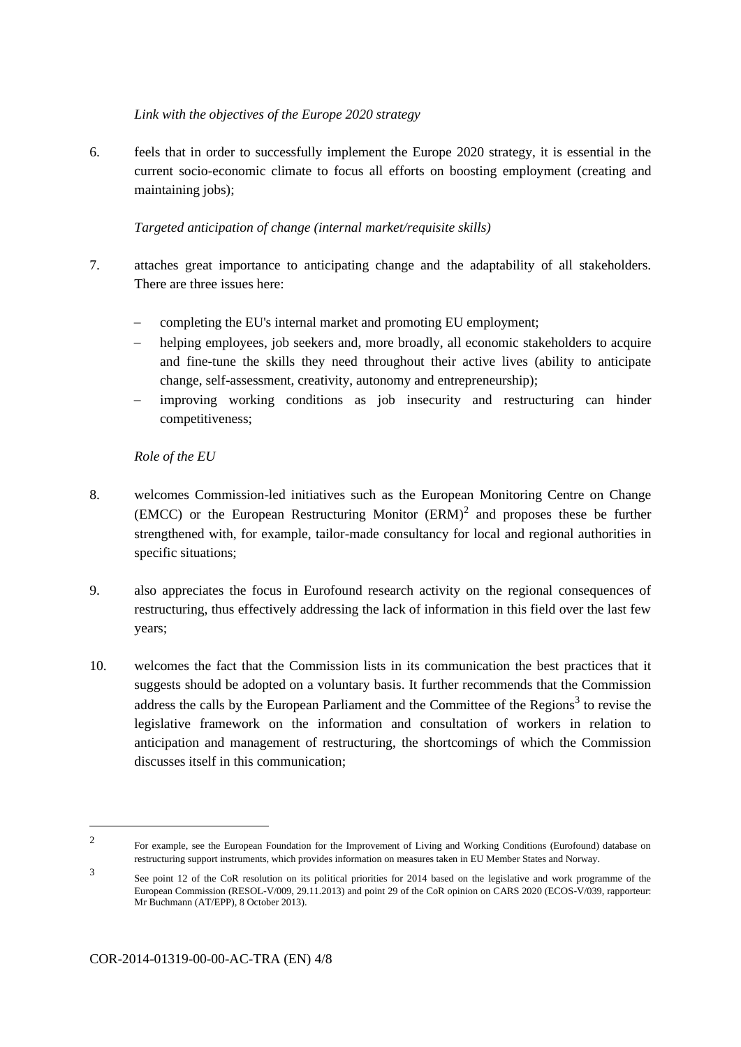*Link with the objectives of the Europe 2020 strategy*

6. feels that in order to successfully implement the Europe 2020 strategy, it is essential in the current socio-economic climate to focus all efforts on boosting employment (creating and maintaining jobs);

*Targeted anticipation of change (internal market/requisite skills)*

7. attaches great importance to anticipating change and the adaptability of all stakeholders. There are three issues here:

   - completing the EU's internal market and promoting EU employment;
   - helping employees, job seekers and, more broadly, all economic stakeholders to acquire and fine-tune the skills they need throughout their active lives (ability to anticipate change, self-assessment, creativity, autonomy and entrepreneurship);
   - improving working conditions as job insecurity and restructuring can hinder competitiveness;

*Role of the EU*

8. welcomes Commission-led initiatives such as the European Monitoring Centre on Change (EMCC) or the European Restructuring Monitor (ERM)[2] and proposes these be further strengthened with, for example, tailor-made consultancy for local and regional authorities in specific situations;

9. also appreciates the focus in Eurofound research activity on the regional consequences of restructuring, thus effectively addressing the lack of information in this field over the last few years;

10. welcomes the fact that the Commission lists in its communication the best practices that it suggests should be adopted on a voluntary basis. It further recommends that the Commission address the calls by the European Parliament and the Committee of the Regions[3] to revise the legislative framework on the information and consultation of workers in relation to anticipation and management of restructuring, the shortcomings of which the Commission discusses itself in this communication;

---

[2] For example, see the European Foundation for the Improvement of Living and Working Conditions (Eurofound) database on restructuring support instruments, which provides information on measures taken in EU Member States and Norway.

[3] See point 12 of the CoR resolution on its political priorities for 2014 based on the legislative and work programme of the European Commission (RESOL-V/009, 29.11.2013) and point 29 of the CoR opinion on CARS 2020 (ECOS-V/039, rapporteur: Mr Buchmann (AT/EPP), 8 October 2013).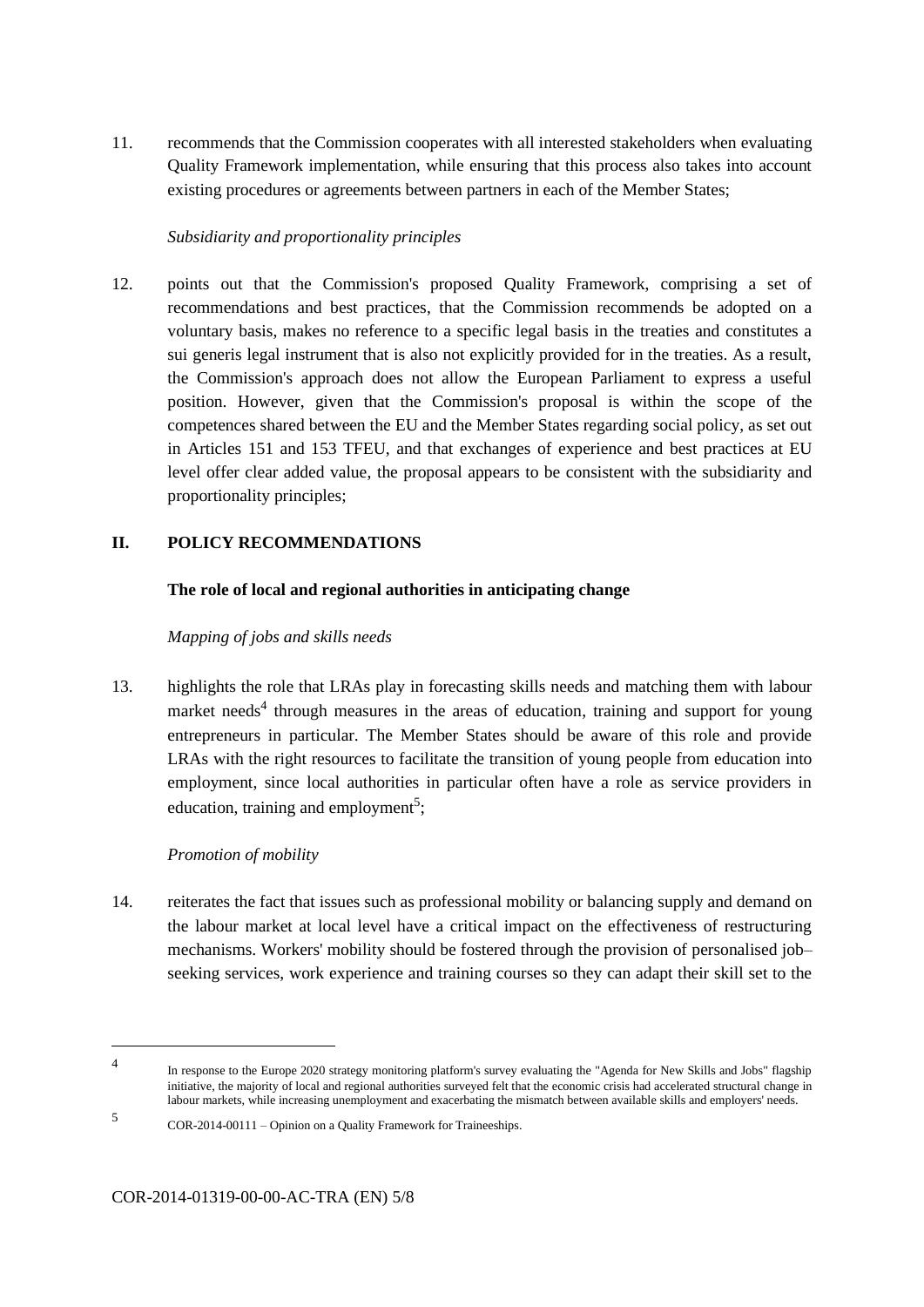11. recommends that the Commission cooperates with all interested stakeholders when evaluating Quality Framework implementation, while ensuring that this process also takes into account existing procedures or agreements between partners in each of the Member States;

*Subsidiarity and proportionality principles*

12. points out that the Commission's proposed Quality Framework, comprising a set of recommendations and best practices, that the Commission recommends be adopted on a voluntary basis, makes no reference to a specific legal basis in the treaties and constitutes a sui generis legal instrument that is also not explicitly provided for in the treaties. As a result, the Commission's approach does not allow the European Parliament to express a useful position. However, given that the Commission's proposal is within the scope of the competences shared between the EU and the Member States regarding social policy, as set out in Articles 151 and 153 TFEU, and that exchanges of experience and best practices at EU level offer clear added value, the proposal appears to be consistent with the subsidiarity and proportionality principles;

## II. POLICY RECOMMENDATIONS

### The role of local and regional authorities in anticipating change

*Mapping of jobs and skills needs*

13. highlights the role that LRAs play in forecasting skills needs and matching them with labour market needs[4] through measures in the areas of education, training and support for young entrepreneurs in particular. The Member States should be aware of this role and provide LRAs with the right resources to facilitate the transition of young people from education into employment, since local authorities in particular often have a role as service providers in education, training and employment[5];

*Promotion of mobility*

14. reiterates the fact that issues such as professional mobility or balancing supply and demand on the labour market at local level have a critical impact on the effectiveness of restructuring mechanisms. Workers' mobility should be fostered through the provision of personalised job–seeking services, work experience and training courses so they can adapt their skill set to the

---

[4] In response to the Europe 2020 strategy monitoring platform's survey evaluating the "Agenda for New Skills and Jobs" flagship initiative, the majority of local and regional authorities surveyed felt that the economic crisis had accelerated structural change in labour markets, while increasing unemployment and exacerbating the mismatch between available skills and employers' needs.

[5] COR-2014-00111 – Opinion on a Quality Framework for Traineeships.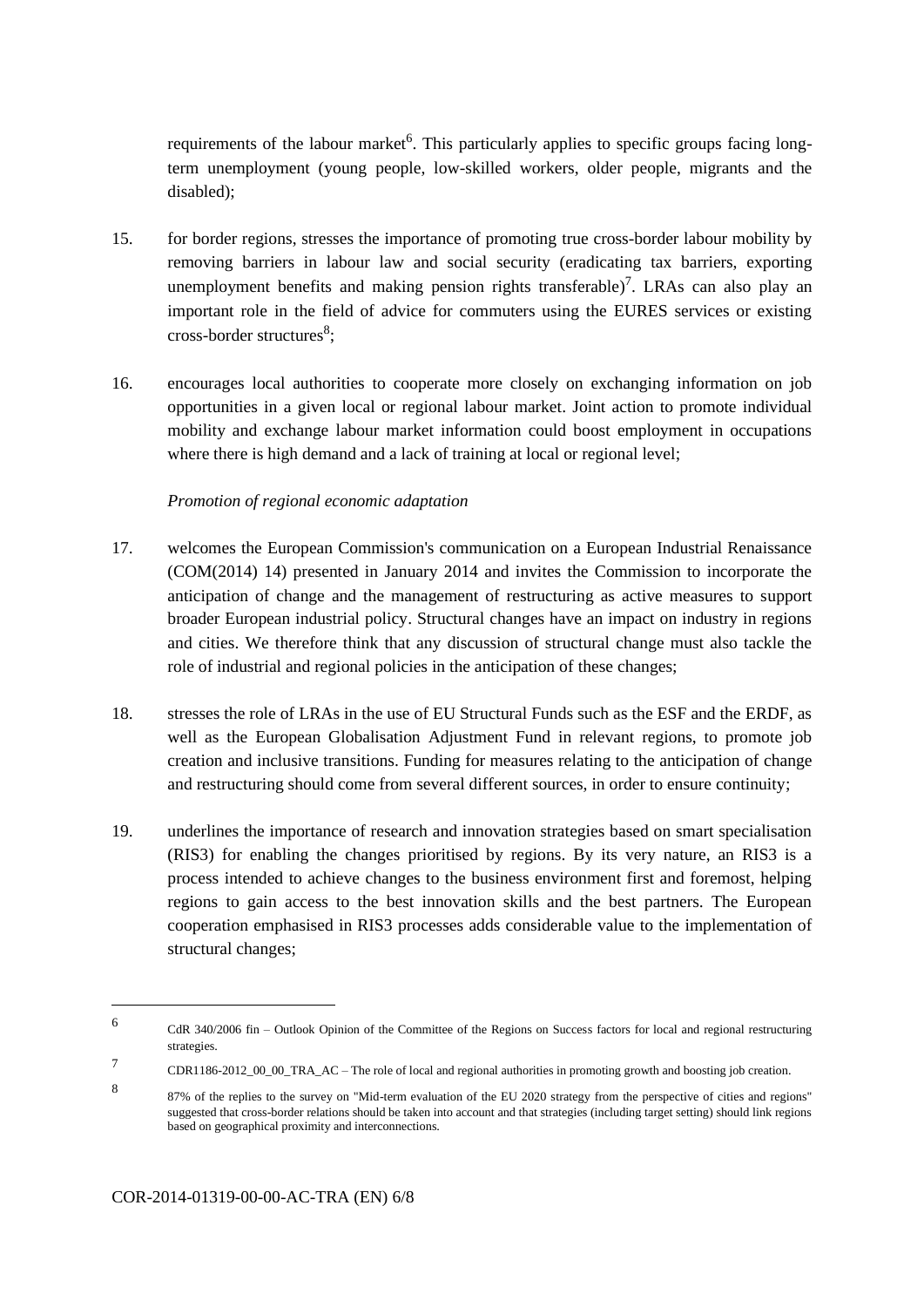requirements of the labour market[6]. This particularly applies to specific groups facing long-term unemployment (young people, low-skilled workers, older people, migrants and the disabled);

15. for border regions, stresses the importance of promoting true cross-border labour mobility by removing barriers in labour law and social security (eradicating tax barriers, exporting unemployment benefits and making pension rights transferable)[7]. LRAs can also play an important role in the field of advice for commuters using the EURES services or existing cross-border structures[8];

16. encourages local authorities to cooperate more closely on exchanging information on job opportunities in a given local or regional labour market. Joint action to promote individual mobility and exchange labour market information could boost employment in occupations where there is high demand and a lack of training at local or regional level;

*Promotion of regional economic adaptation*

17. welcomes the European Commission's communication on a European Industrial Renaissance (COM(2014) 14) presented in January 2014 and invites the Commission to incorporate the anticipation of change and the management of restructuring as active measures to support broader European industrial policy. Structural changes have an impact on industry in regions and cities. We therefore think that any discussion of structural change must also tackle the role of industrial and regional policies in the anticipation of these changes;

18. stresses the role of LRAs in the use of EU Structural Funds such as the ESF and the ERDF, as well as the European Globalisation Adjustment Fund in relevant regions, to promote job creation and inclusive transitions. Funding for measures relating to the anticipation of change and restructuring should come from several different sources, in order to ensure continuity;

19. underlines the importance of research and innovation strategies based on smart specialisation (RIS3) for enabling the changes prioritised by regions. By its very nature, an RIS3 is a process intended to achieve changes to the business environment first and foremost, helping regions to gain access to the best innovation skills and the best partners. The European cooperation emphasised in RIS3 processes adds considerable value to the implementation of structural changes;

---

[6] CdR 340/2006 fin – Outlook Opinion of the Committee of the Regions on Success factors for local and regional restructuring strategies.

[7] CDR1186-2012_00_00_TRA_AC – The role of local and regional authorities in promoting growth and boosting job creation.

[8] 87% of the replies to the survey on "Mid-term evaluation of the EU 2020 strategy from the perspective of cities and regions" suggested that cross-border relations should be taken into account and that strategies (including target setting) should link regions based on geographical proximity and interconnections.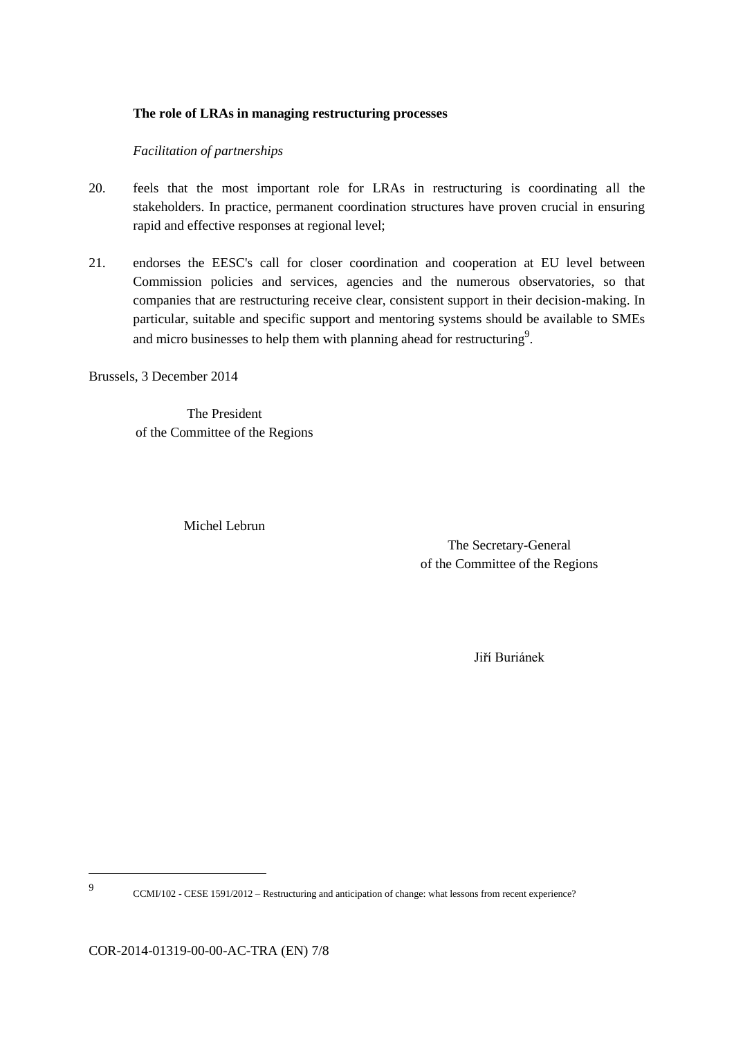**The role of LRAs in managing restructuring processes**

*Facilitation of partnerships*

20. feels that the most important role for LRAs in restructuring is coordinating all the stakeholders. In practice, permanent coordination structures have proven crucial in ensuring rapid and effective responses at regional level;

21. endorses the EESC's call for closer coordination and cooperation at EU level between Commission policies and services, agencies and the numerous observatories, so that companies that are restructuring receive clear, consistent support in their decision-making. In particular, suitable and specific support and mentoring systems should be available to SMEs and micro businesses to help them with planning ahead for restructuring[9].

Brussels, 3 December 2014

The President
of the Committee of the Regions

Michel Lebrun

The Secretary-General
of the Committee of the Regions

Jiří Buriánek

---

[9] CCMI/102 - CESE 1591/2012 – Restructuring and anticipation of change: what lessons from recent experience?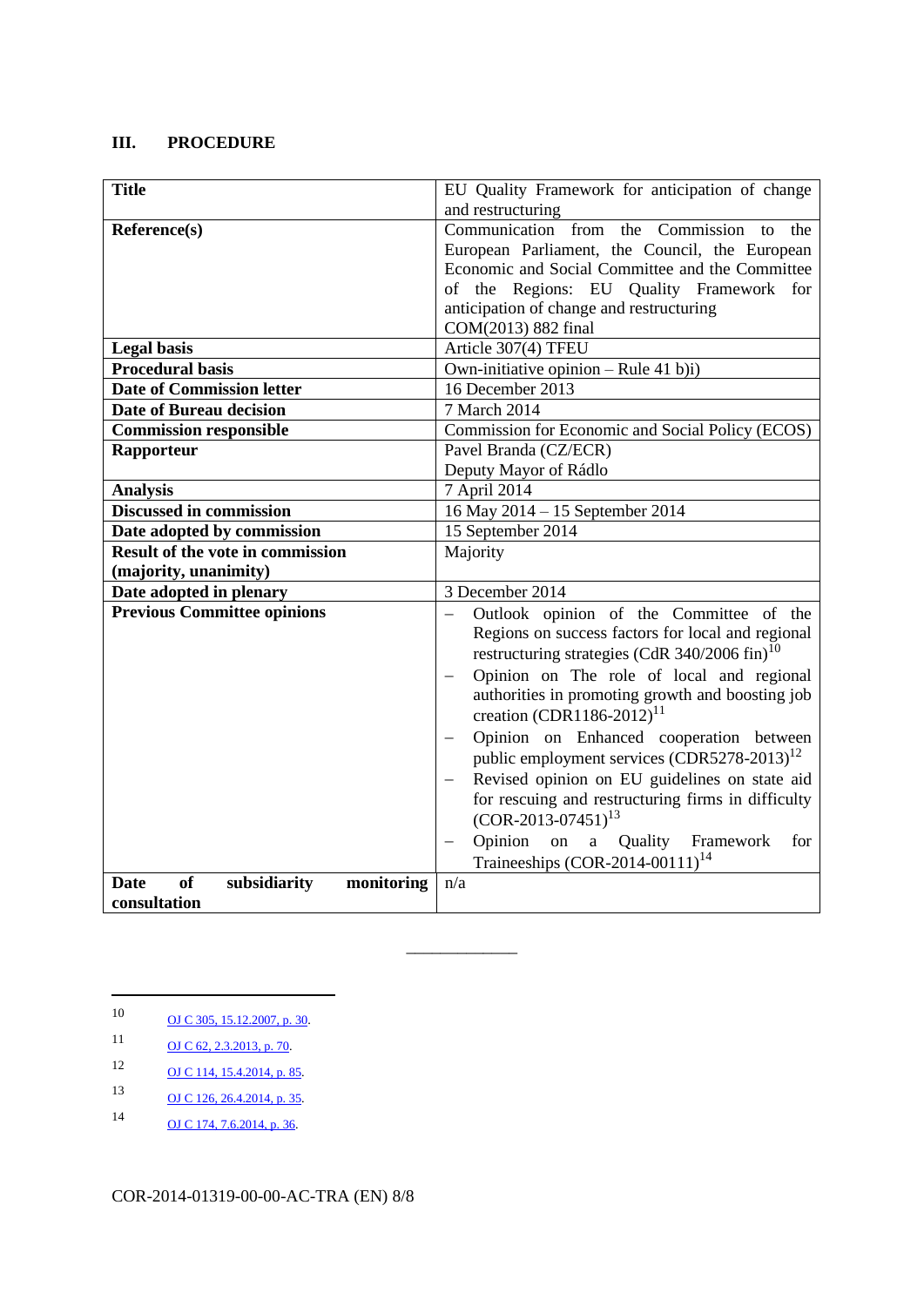## III. PROCEDURE

| | |
|---|---|
| **Title** | EU Quality Framework for anticipation of change and restructuring |
| **Reference(s)** | Communication from the Commission to the European Parliament, the Council, the European Economic and Social Committee and the Committee of the Regions: EU Quality Framework for anticipation of change and restructuring<br>COM(2013) 882 final |
| **Legal basis** | Article 307(4) TFEU |
| **Procedural basis** | Own-initiative opinion – Rule 41 b)i) |
| **Date of Commission letter** | 16 December 2013 |
| **Date of Bureau decision** | 7 March 2014 |
| **Commission responsible** | Commission for Economic and Social Policy (ECOS) |
| **Rapporteur** | Pavel Branda (CZ/ECR)<br>Deputy Mayor of Rádlo |
| **Analysis** | 7 April 2014 |
| **Discussed in commission** | 16 May 2014 – 15 September 2014 |
| **Date adopted by commission** | 15 September 2014 |
| **Result of the vote in commission (majority, unanimity)** | Majority |
| **Date adopted in plenary** | 3 December 2014 |
| **Previous Committee opinions** | – Outlook opinion of the Committee of the Regions on success factors for local and regional restructuring strategies (CdR 340/2006 fin)[10]<br>– Opinion on The role of local and regional authorities in promoting growth and boosting job creation (CDR1186-2012)[11]<br>– Opinion on Enhanced cooperation between public employment services (CDR5278-2013)[12]<br>– Revised opinion on EU guidelines on state aid for rescuing and restructuring firms in difficulty (COR-2013-07451)[13]<br>– Opinion on a Quality Framework for Traineeships (COR-2014-00111)[14] |
| **Date of subsidiarity monitoring consultation** | n/a |

_____________

[10] OJ C 305, 15.12.2007, p. 30.

[11] OJ C 62, 2.3.2013, p. 70.

[12] OJ C 114, 15.4.2014, p. 85.

[13] OJ C 126, 26.4.2014, p. 35.

[14] OJ C 174, 7.6.2014, p. 36.